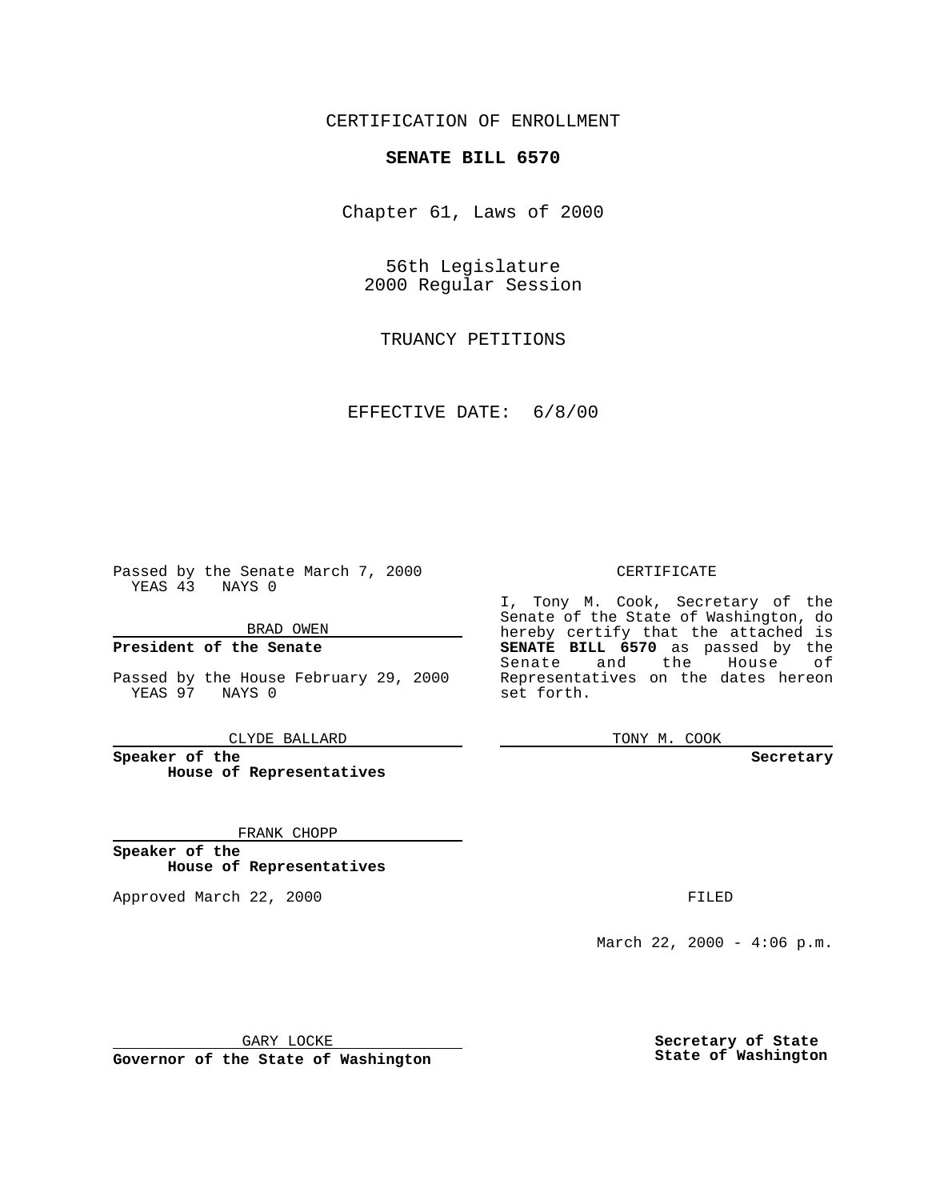CERTIFICATION OF ENROLLMENT

**SENATE BILL 6570**

Chapter 61, Laws of 2000

56th Legislature
2000 Regular Session

TRUANCY PETITIONS

EFFECTIVE DATE: 6/8/00

Passed by the Senate March 7, 2000
YEAS 43 NAYS 0

BRAD OWEN

**President of the Senate**

Passed by the House February 29, 2000
YEAS 97 NAYS 0

CLYDE BALLARD

**Speaker of the House of Representatives**

FRANK CHOPP

**Speaker of the House of Representatives**

Approved March 22, 2000

GARY LOCKE

**Governor of the State of Washington**

CERTIFICATE

I, Tony M. Cook, Secretary of the Senate of the State of Washington, do hereby certify that the attached is **SENATE BILL 6570** as passed by the Senate and the House of Representatives on the dates hereon set forth.

TONY M. COOK

**Secretary**

FILED

March 22, 2000 - 4:06 p.m.

**Secretary of State**
**State of Washington**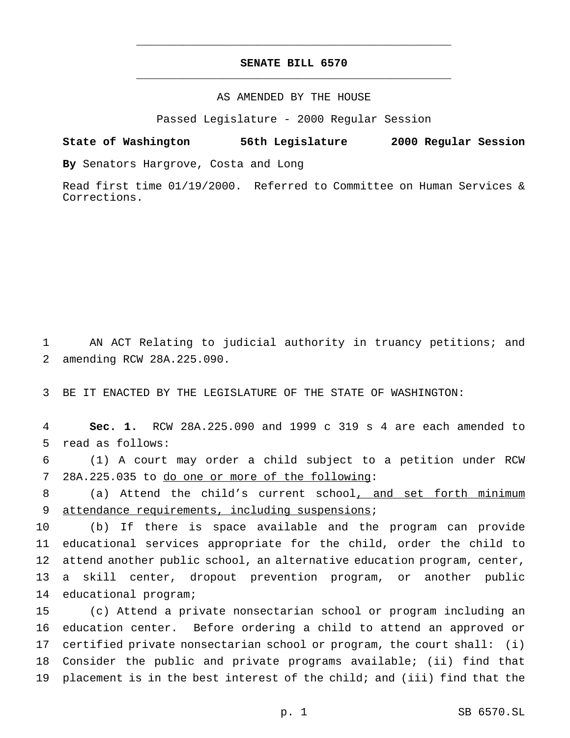# SENATE BILL 6570

AS AMENDED BY THE HOUSE

Passed Legislature - 2000 Regular Session

**State of Washington 56th Legislature 2000 Regular Session**

**By** Senators Hargrove, Costa and Long

Read first time 01/19/2000. Referred to Committee on Human Services & Corrections.

1 AN ACT Relating to judicial authority in truancy petitions; and
2 amending RCW 28A.225.090.

3 BE IT ENACTED BY THE LEGISLATURE OF THE STATE OF WASHINGTON:

4 **Sec. 1.** RCW 28A.225.090 and 1999 c 319 s 4 are each amended to
5 read as follows:

6 (1) A court may order a child subject to a petition under RCW
7 28A.225.035 to <u>do one or more of the following</u>:

8 (a) Attend the child's current school<u>, and set forth minimum</u>
9 <u>attendance requirements, including suspensions</u>;

10 (b) If there is space available and the program can provide
11 educational services appropriate for the child, order the child to
12 attend another public school, an alternative education program, center,
13 a skill center, dropout prevention program, or another public
14 educational program;

15 (c) Attend a private nonsectarian school or program including an
16 education center. Before ordering a child to attend an approved or
17 certified private nonsectarian school or program, the court shall: (i)
18 Consider the public and private programs available; (ii) find that
19 placement is in the best interest of the child; and (iii) find that the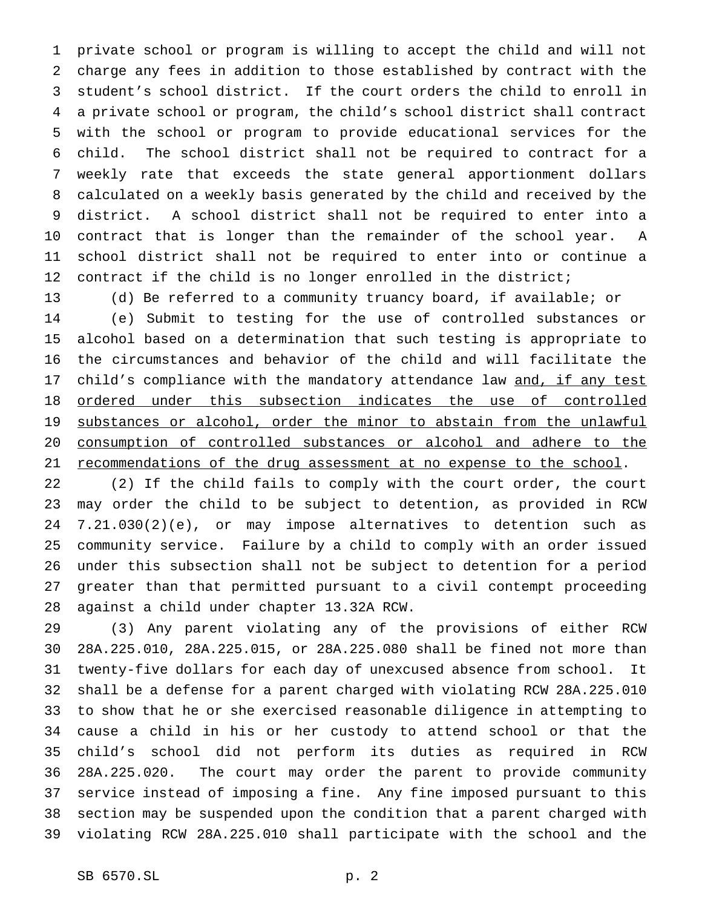private school or program is willing to accept the child and will not charge any fees in addition to those established by contract with the student's school district. If the court orders the child to enroll in a private school or program, the child's school district shall contract with the school or program to provide educational services for the child. The school district shall not be required to contract for a weekly rate that exceeds the state general apportionment dollars calculated on a weekly basis generated by the child and received by the district. A school district shall not be required to enter into a contract that is longer than the remainder of the school year. A school district shall not be required to enter into or continue a contract if the child is no longer enrolled in the district;

(d) Be referred to a community truancy board, if available; or

(e) Submit to testing for the use of controlled substances or alcohol based on a determination that such testing is appropriate to the circumstances and behavior of the child and will facilitate the child's compliance with the mandatory attendance law <u>and, if any test ordered under this subsection indicates the use of controlled substances or alcohol, order the minor to abstain from the unlawful consumption of controlled substances or alcohol and adhere to the recommendations of the drug assessment at no expense to the school</u>.

(2) If the child fails to comply with the court order, the court may order the child to be subject to detention, as provided in RCW 7.21.030(2)(e), or may impose alternatives to detention such as community service. Failure by a child to comply with an order issued under this subsection shall not be subject to detention for a period greater than that permitted pursuant to a civil contempt proceeding against a child under chapter 13.32A RCW.

(3) Any parent violating any of the provisions of either RCW 28A.225.010, 28A.225.015, or 28A.225.080 shall be fined not more than twenty-five dollars for each day of unexcused absence from school. It shall be a defense for a parent charged with violating RCW 28A.225.010 to show that he or she exercised reasonable diligence in attempting to cause a child in his or her custody to attend school or that the child's school did not perform its duties as required in RCW 28A.225.020. The court may order the parent to provide community service instead of imposing a fine. Any fine imposed pursuant to this section may be suspended upon the condition that a parent charged with violating RCW 28A.225.010 shall participate with the school and the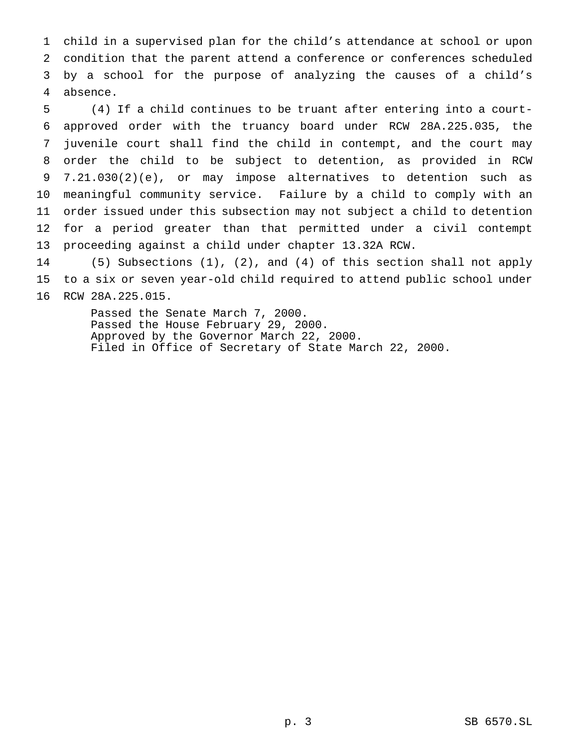child in a supervised plan for the child's attendance at school or upon condition that the parent attend a conference or conferences scheduled by a school for the purpose of analyzing the causes of a child's absence.

(4) If a child continues to be truant after entering into a court-approved order with the truancy board under RCW 28A.225.035, the juvenile court shall find the child in contempt, and the court may order the child to be subject to detention, as provided in RCW 7.21.030(2)(e), or may impose alternatives to detention such as meaningful community service. Failure by a child to comply with an order issued under this subsection may not subject a child to detention for a period greater than that permitted under a civil contempt proceeding against a child under chapter 13.32A RCW.

(5) Subsections (1), (2), and (4) of this section shall not apply to a six or seven year-old child required to attend public school under RCW 28A.225.015.

Passed the Senate March 7, 2000.
Passed the House February 29, 2000.
Approved by the Governor March 22, 2000.
Filed in Office of Secretary of State March 22, 2000.